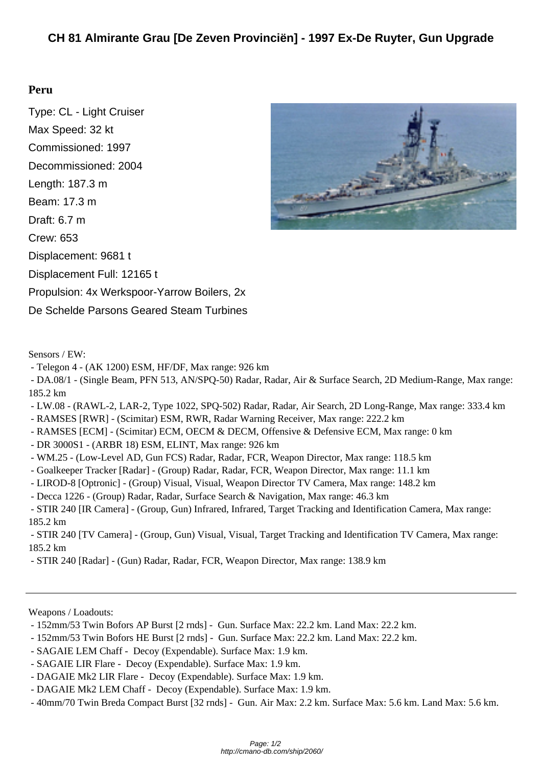# CH 81 Almirante Grau [De Zeven Provinciën] - 1997 Ex-De Ruyter, Gun Upgrade

## Peru

Type: CL - Light Cruiser

Max Speed: 32 kt

Commissioned: 1997

Decommissioned: 2004

Length: 187.3 m

Beam: 17.3 m

Draft: 6.7 m

Crew: 653

Displacement: 9681 t

Displacement Full: 12165 t

Propulsion: 4x Werkspoor-Yarrow Boilers, 2x De Schelde Parsons Geared Steam Turbines

Sensors / EW:

- Telegon 4 - (AK 1200) ESM, HF/DF, Max range: 926 km
- DA.08/1 - (Single Beam, PFN 513, AN/SPQ-50) Radar, Radar, Air & Surface Search, 2D Medium-Range, Max range: 185.2 km
- LW.08 - (RAWL-2, LAR-2, Type 1022, SPQ-502) Radar, Radar, Air Search, 2D Long-Range, Max range: 333.4 km
- RAMSES [RWR] - (Scimitar) ESM, RWR, Radar Warning Receiver, Max range: 222.2 km
- RAMSES [ECM] - (Scimitar) ECM, OECM & DECM, Offensive & Defensive ECM, Max range: 0 km
- DR 3000S1 - (ARBR 18) ESM, ELINT, Max range: 926 km
- WM.25 - (Low-Level AD, Gun FCS) Radar, Radar, FCR, Weapon Director, Max range: 118.5 km
- Goalkeeper Tracker [Radar] - (Group) Radar, Radar, FCR, Weapon Director, Max range: 11.1 km
- LIROD-8 [Optronic] - (Group) Visual, Visual, Weapon Director TV Camera, Max range: 148.2 km
- Decca 1226 - (Group) Radar, Radar, Surface Search & Navigation, Max range: 46.3 km
- STIR 240 [IR Camera] - (Group, Gun) Infrared, Infrared, Target Tracking and Identification Camera, Max range: 185.2 km
- STIR 240 [TV Camera] - (Group, Gun) Visual, Visual, Target Tracking and Identification TV Camera, Max range: 185.2 km
- STIR 240 [Radar] - (Gun) Radar, Radar, FCR, Weapon Director, Max range: 138.9 km

---

Weapons / Loadouts:

- 152mm/53 Twin Bofors AP Burst [2 rnds] - Gun. Surface Max: 22.2 km. Land Max: 22.2 km.
- 152mm/53 Twin Bofors HE Burst [2 rnds] - Gun. Surface Max: 22.2 km. Land Max: 22.2 km.
- SAGAIE LEM Chaff - Decoy (Expendable). Surface Max: 1.9 km.
- SAGAIE LIR Flare - Decoy (Expendable). Surface Max: 1.9 km.
- DAGAIE Mk2 LIR Flare - Decoy (Expendable). Surface Max: 1.9 km.
- DAGAIE Mk2 LEM Chaff - Decoy (Expendable). Surface Max: 1.9 km.
- 40mm/70 Twin Breda Compact Burst [32 rnds] - Gun. Air Max: 2.2 km. Surface Max: 5.6 km. Land Max: 5.6 km.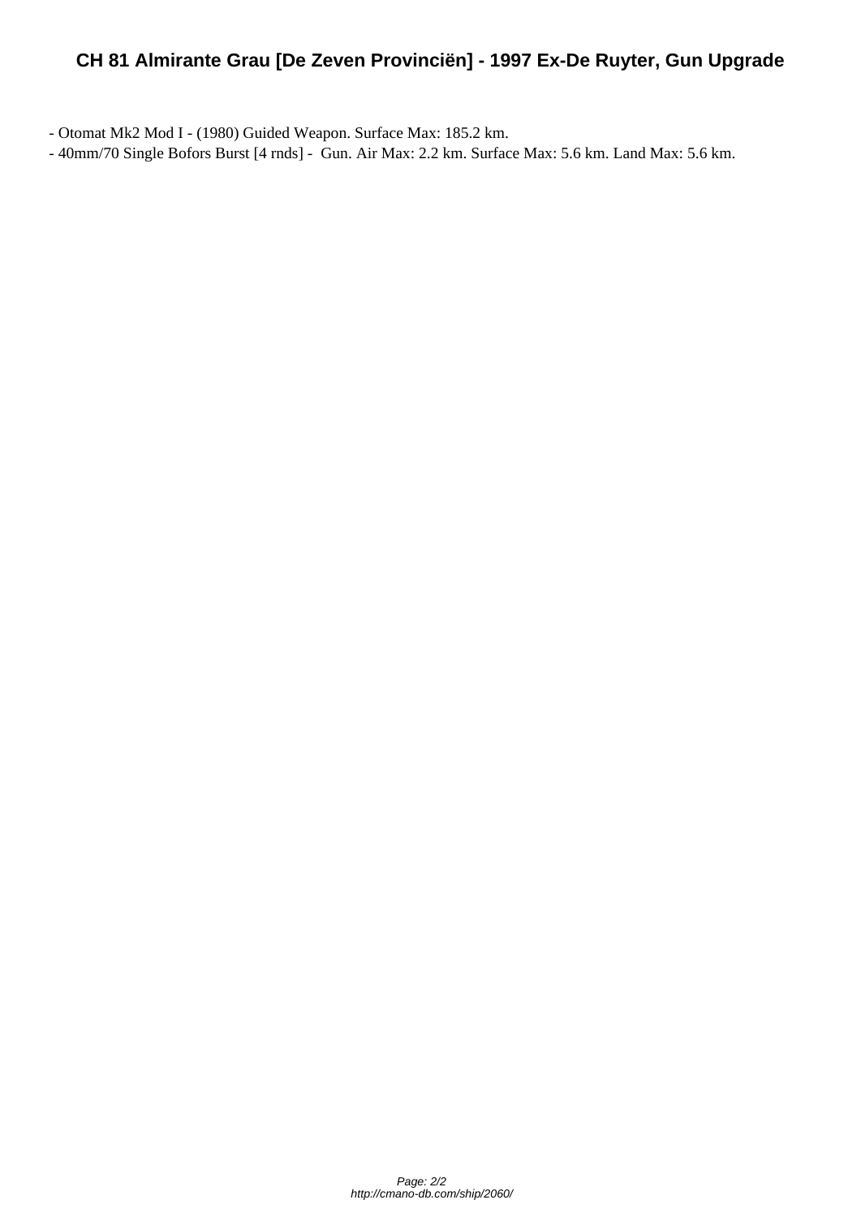- Otomat Mk2 Mod I - (1980) Guided Weapon. Surface Max: 185.2 km.
- 40mm/70 Single Bofors Burst [4 rnds] -  Gun. Air Max: 2.2 km. Surface Max: 5.6 km. Land Max: 5.6 km.